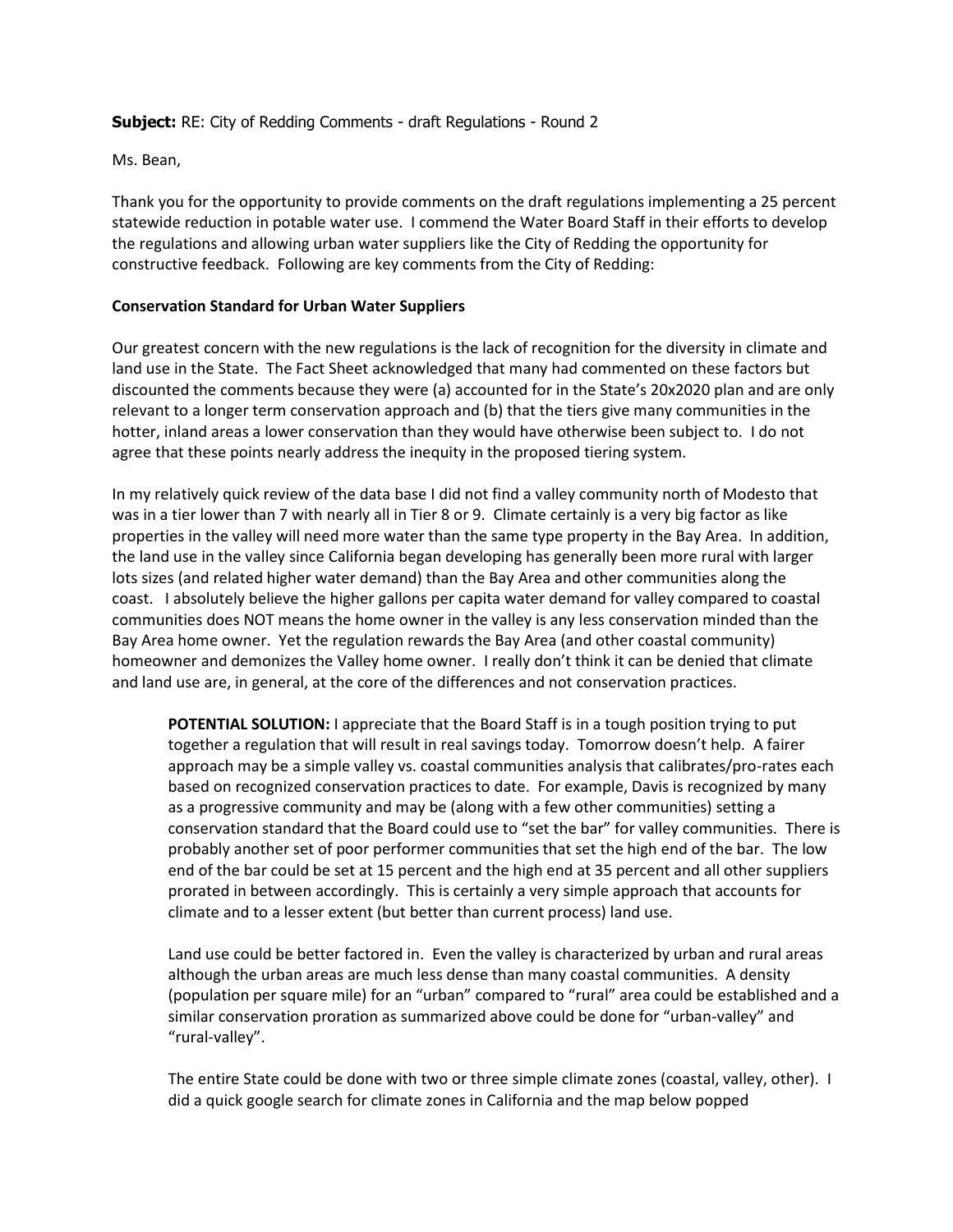**Subject:** RE: City of Redding Comments - draft Regulations - Round 2

Ms. Bean,

Thank you for the opportunity to provide comments on the draft regulations implementing a 25 percent statewide reduction in potable water use. I commend the Water Board Staff in their efforts to develop the regulations and allowing urban water suppliers like the City of Redding the opportunity for constructive feedback. Following are key comments from the City of Redding:

**Conservation Standard for Urban Water Suppliers**

Our greatest concern with the new regulations is the lack of recognition for the diversity in climate and land use in the State. The Fact Sheet acknowledged that many had commented on these factors but discounted the comments because they were (a) accounted for in the State's 20x2020 plan and are only relevant to a longer term conservation approach and (b) that the tiers give many communities in the hotter, inland areas a lower conservation than they would have otherwise been subject to. I do not agree that these points nearly address the inequity in the proposed tiering system.

In my relatively quick review of the data base I did not find a valley community north of Modesto that was in a tier lower than 7 with nearly all in Tier 8 or 9. Climate certainly is a very big factor as like properties in the valley will need more water than the same type property in the Bay Area. In addition, the land use in the valley since California began developing has generally been more rural with larger lots sizes (and related higher water demand) than the Bay Area and other communities along the coast. I absolutely believe the higher gallons per capita water demand for valley compared to coastal communities does NOT means the home owner in the valley is any less conservation minded than the Bay Area home owner. Yet the regulation rewards the Bay Area (and other coastal community) homeowner and demonizes the Valley home owner. I really don't think it can be denied that climate and land use are, in general, at the core of the differences and not conservation practices.

> **POTENTIAL SOLUTION:** I appreciate that the Board Staff is in a tough position trying to put together a regulation that will result in real savings today. Tomorrow doesn't help. A fairer approach may be a simple valley vs. coastal communities analysis that calibrates/pro-rates each based on recognized conservation practices to date. For example, Davis is recognized by many as a progressive community and may be (along with a few other communities) setting a conservation standard that the Board could use to "set the bar" for valley communities. There is probably another set of poor performer communities that set the high end of the bar. The low end of the bar could be set at 15 percent and the high end at 35 percent and all other suppliers prorated in between accordingly. This is certainly a very simple approach that accounts for climate and to a lesser extent (but better than current process) land use.
>
> Land use could be better factored in. Even the valley is characterized by urban and rural areas although the urban areas are much less dense than many coastal communities. A density (population per square mile) for an "urban" compared to "rural" area could be established and a similar conservation proration as summarized above could be done for "urban-valley" and "rural-valley".
>
> The entire State could be done with two or three simple climate zones (coastal, valley, other). I did a quick google search for climate zones in California and the map below popped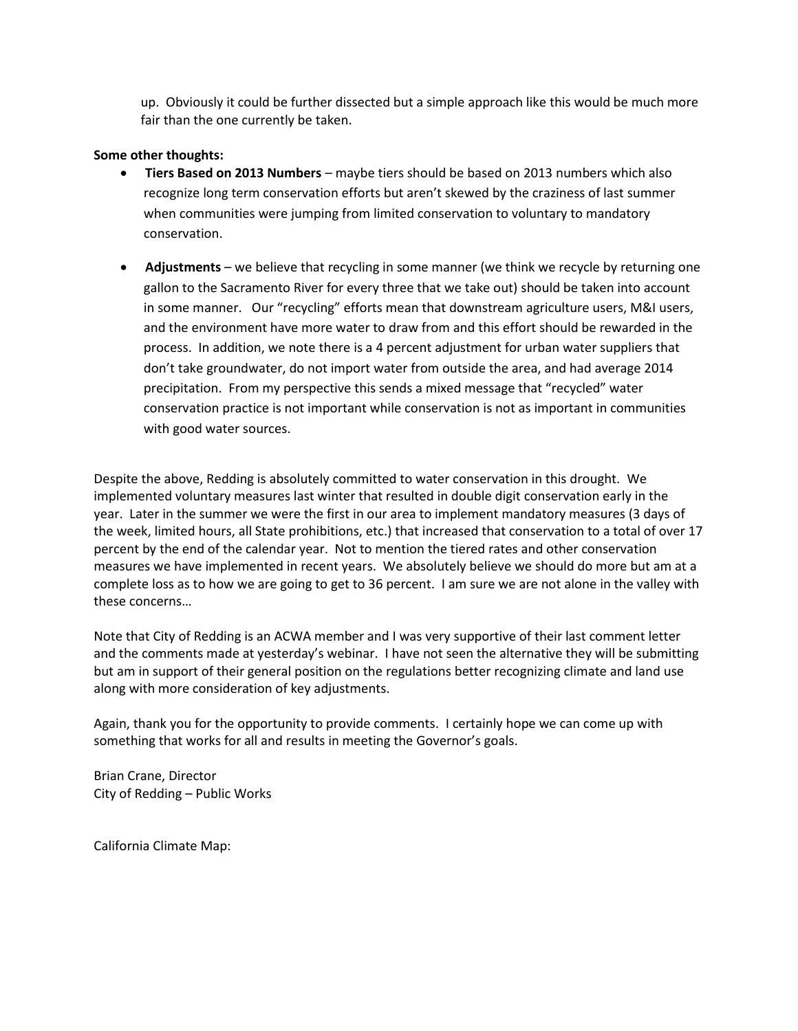up. Obviously it could be further dissected but a simple approach like this would be much more fair than the one currently be taken.

**Some other thoughts:**

- **Tiers Based on 2013 Numbers** – maybe tiers should be based on 2013 numbers which also recognize long term conservation efforts but aren't skewed by the craziness of last summer when communities were jumping from limited conservation to voluntary to mandatory conservation.

- **Adjustments** – we believe that recycling in some manner (we think we recycle by returning one gallon to the Sacramento River for every three that we take out) should be taken into account in some manner. Our "recycling" efforts mean that downstream agriculture users, M&I users, and the environment have more water to draw from and this effort should be rewarded in the process. In addition, we note there is a 4 percent adjustment for urban water suppliers that don't take groundwater, do not import water from outside the area, and had average 2014 precipitation. From my perspective this sends a mixed message that "recycled" water conservation practice is not important while conservation is not as important in communities with good water sources.

Despite the above, Redding is absolutely committed to water conservation in this drought. We implemented voluntary measures last winter that resulted in double digit conservation early in the year. Later in the summer we were the first in our area to implement mandatory measures (3 days of the week, limited hours, all State prohibitions, etc.) that increased that conservation to a total of over 17 percent by the end of the calendar year. Not to mention the tiered rates and other conservation measures we have implemented in recent years. We absolutely believe we should do more but am at a complete loss as to how we are going to get to 36 percent. I am sure we are not alone in the valley with these concerns…

Note that City of Redding is an ACWA member and I was very supportive of their last comment letter and the comments made at yesterday's webinar. I have not seen the alternative they will be submitting but am in support of their general position on the regulations better recognizing climate and land use along with more consideration of key adjustments.

Again, thank you for the opportunity to provide comments. I certainly hope we can come up with something that works for all and results in meeting the Governor's goals.

Brian Crane, Director
City of Redding – Public Works

California Climate Map: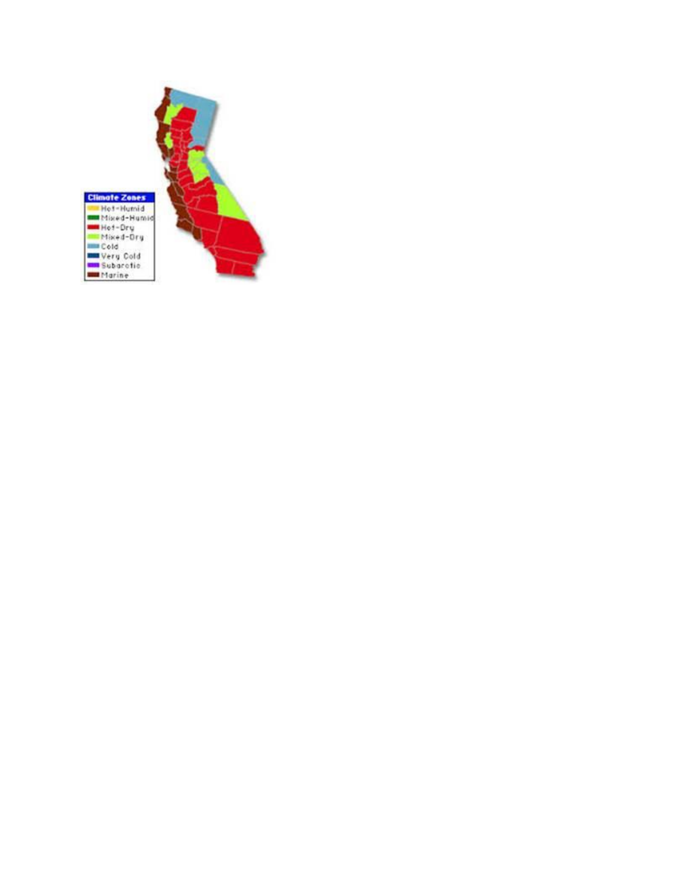Climate Zones

Hot-Humid

Mixed-Humid

Hot-Dry

Mixed-Dry

Cold

Very Cold

Subarctic

Marine